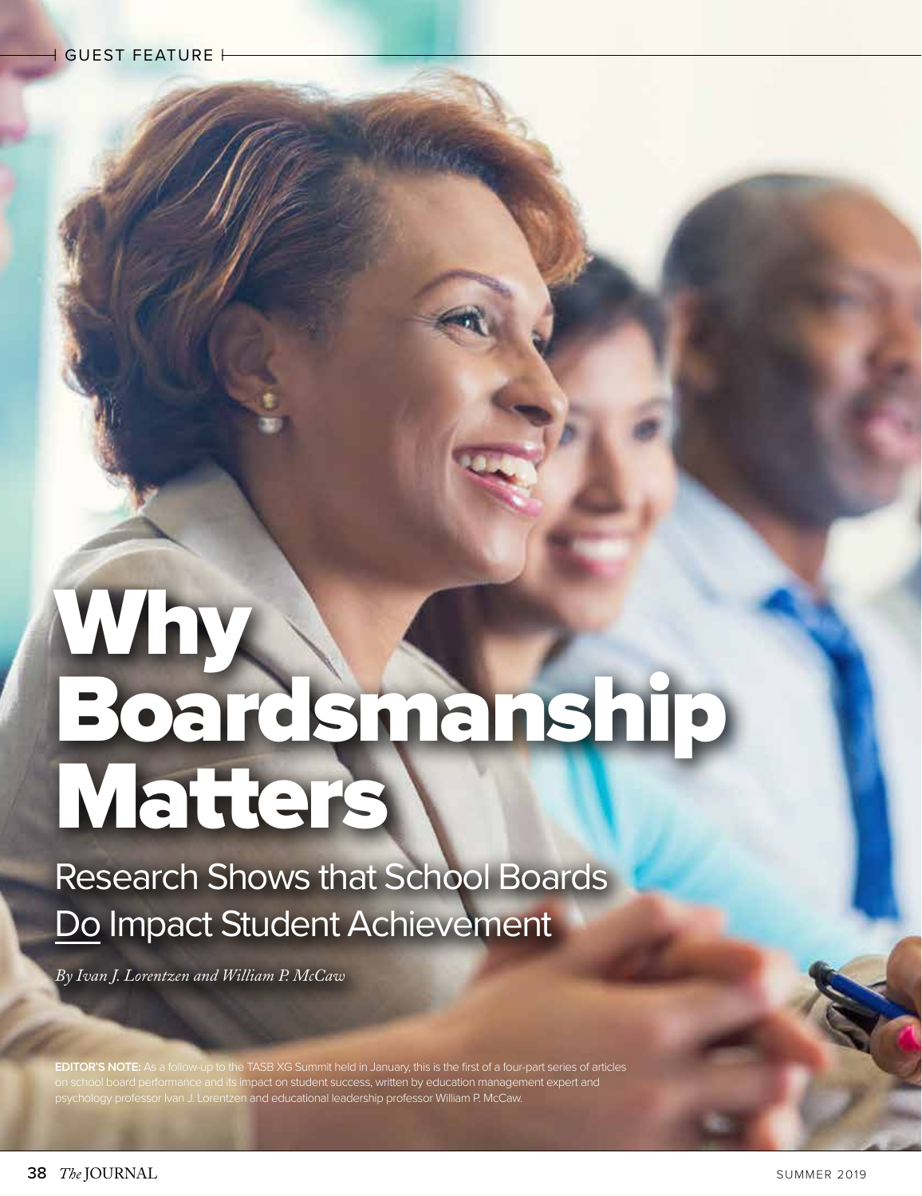GUEST FEATURE

# Why Boardsmanship Matters

## Research Shows that School Boards Do Impact Student Achievement

*By Ivan J. Lorentzen and William P. McCaw*

**EDITOR'S NOTE:** As a follow-up to the TASB XG Summit held in January, this is the first of a four-part series of articles on school board performance and its impact on student success, written by education management expert and psychology professor Ivan J. Lorentzen and educational leadership professor William P. McCaw.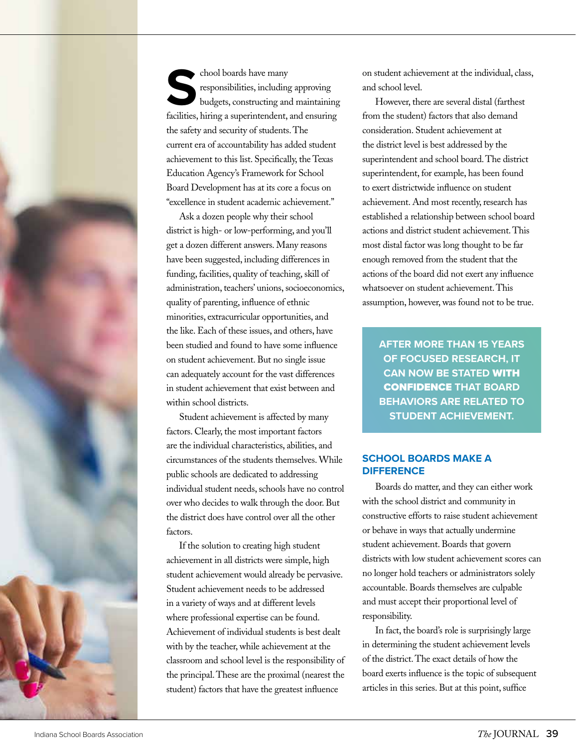School boards have many responsibilities, including approving budgets, constructing and maintaining facilities, hiring a superintendent, and ensuring the safety and security of students. The current era of accountability has added student achievement to this list. Specifically, the Texas Education Agency's Framework for School Board Development has at its core a focus on "excellence in student academic achievement."

Ask a dozen people why their school district is high- or low-performing, and you'll get a dozen different answers. Many reasons have been suggested, including differences in funding, facilities, quality of teaching, skill of administration, teachers' unions, socioeconomics, quality of parenting, influence of ethnic minorities, extracurricular opportunities, and the like. Each of these issues, and others, have been studied and found to have some influence on student achievement. But no single issue can adequately account for the vast differences in student achievement that exist between and within school districts.

Student achievement is affected by many factors. Clearly, the most important factors are the individual characteristics, abilities, and circumstances of the students themselves. While public schools are dedicated to addressing individual student needs, schools have no control over who decides to walk through the door. But the district does have control over all the other factors.

If the solution to creating high student achievement in all districts were simple, high student achievement would already be pervasive. Student achievement needs to be addressed in a variety of ways and at different levels where professional expertise can be found. Achievement of individual students is best dealt with by the teacher, while achievement at the classroom and school level is the responsibility of the principal. These are the proximal (nearest the student) factors that have the greatest influence on student achievement at the individual, class, and school level.

However, there are several distal (farthest from the student) factors that also demand consideration. Student achievement at the district level is best addressed by the superintendent and school board. The district superintendent, for example, has been found to exert districtwide influence on student achievement. And most recently, research has established a relationship between school board actions and district student achievement. This most distal factor was long thought to be far enough removed from the student that the actions of the board did not exert any influence whatsoever on student achievement. This assumption, however, was found not to be true.

> **AFTER MORE THAN 15 YEARS OF FOCUSED RESEARCH, IT CAN NOW BE STATED WITH CONFIDENCE THAT BOARD BEHAVIORS ARE RELATED TO STUDENT ACHIEVEMENT.**

## SCHOOL BOARDS MAKE A DIFFERENCE

Boards do matter, and they can either work with the school district and community in constructive efforts to raise student achievement or behave in ways that actually undermine student achievement. Boards that govern districts with low student achievement scores can no longer hold teachers or administrators solely accountable. Boards themselves are culpable and must accept their proportional level of responsibility.

In fact, the board's role is surprisingly large in determining the student achievement levels of the district. The exact details of how the board exerts influence is the topic of subsequent articles in this series. But at this point, suffice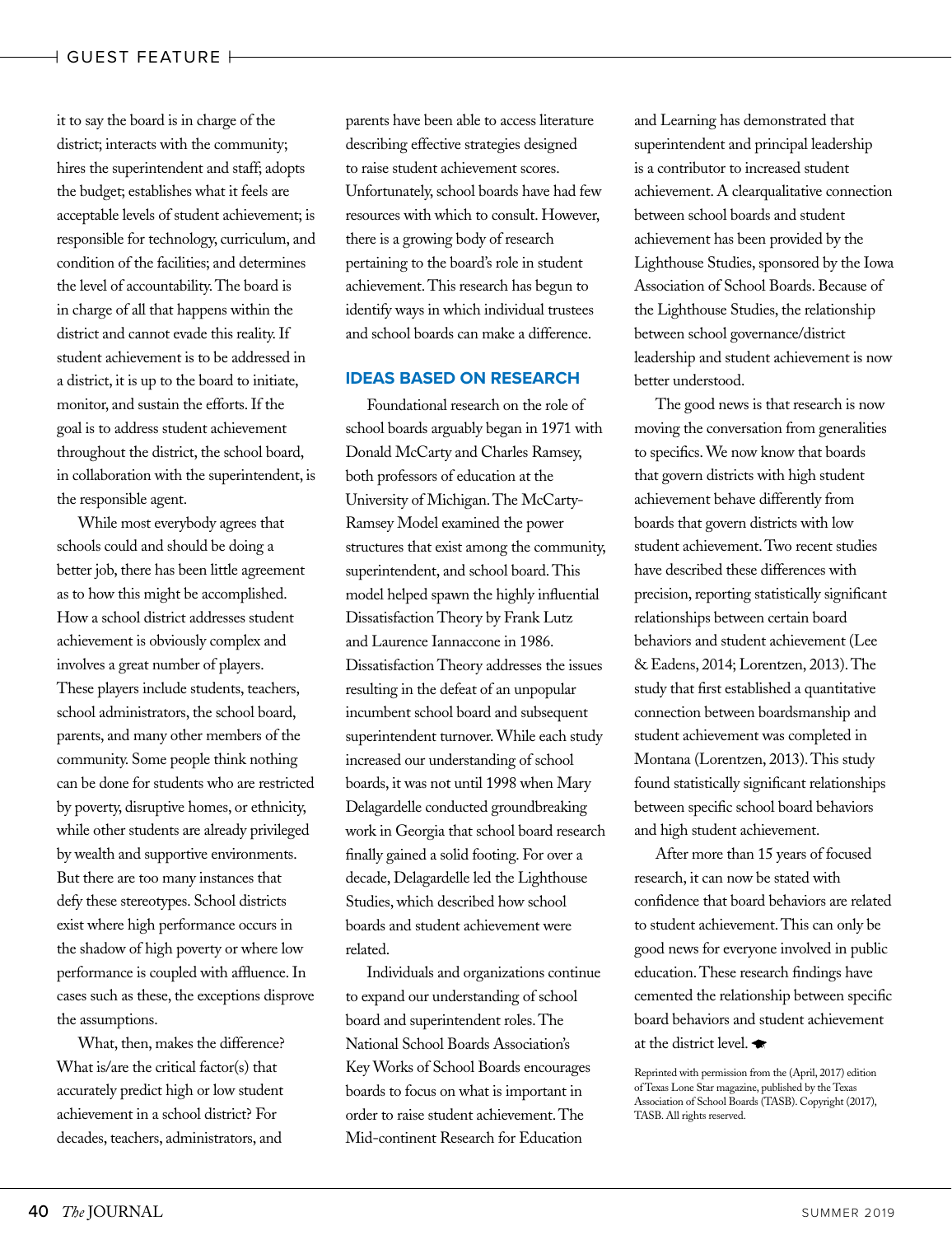it to say the board is in charge of the district; interacts with the community; hires the superintendent and staff; adopts the budget; establishes what it feels are acceptable levels of student achievement; is responsible for technology, curriculum, and condition of the facilities; and determines the level of accountability. The board is in charge of all that happens within the district and cannot evade this reality. If student achievement is to be addressed in a district, it is up to the board to initiate, monitor, and sustain the efforts. If the goal is to address student achievement throughout the district, the school board, in collaboration with the superintendent, is the responsible agent.

While most everybody agrees that schools could and should be doing a better job, there has been little agreement as to how this might be accomplished. How a school district addresses student achievement is obviously complex and involves a great number of players. These players include students, teachers, school administrators, the school board, parents, and many other members of the community. Some people think nothing can be done for students who are restricted by poverty, disruptive homes, or ethnicity, while other students are already privileged by wealth and supportive environments. But there are too many instances that defy these stereotypes. School districts exist where high performance occurs in the shadow of high poverty or where low performance is coupled with affluence. In cases such as these, the exceptions disprove the assumptions.

What, then, makes the difference? What is/are the critical factor(s) that accurately predict high or low student achievement in a school district? For decades, teachers, administrators, and parents have been able to access literature describing effective strategies designed to raise student achievement scores. Unfortunately, school boards have had few resources with which to consult. However, there is a growing body of research pertaining to the board's role in student achievement. This research has begun to identify ways in which individual trustees and school boards can make a difference.

## IDEAS BASED ON RESEARCH

Foundational research on the role of school boards arguably began in 1971 with Donald McCarty and Charles Ramsey, both professors of education at the University of Michigan. The McCarty-Ramsey Model examined the power structures that exist among the community, superintendent, and school board. This model helped spawn the highly influential Dissatisfaction Theory by Frank Lutz and Laurence Iannaccone in 1986. Dissatisfaction Theory addresses the issues resulting in the defeat of an unpopular incumbent school board and subsequent superintendent turnover. While each study increased our understanding of school boards, it was not until 1998 when Mary Delagardelle conducted groundbreaking work in Georgia that school board research finally gained a solid footing. For over a decade, Delagardelle led the Lighthouse Studies, which described how school boards and student achievement were related.

Individuals and organizations continue to expand our understanding of school board and superintendent roles. The National School Boards Association's Key Works of School Boards encourages boards to focus on what is important in order to raise student achievement. The Mid-continent Research for Education and Learning has demonstrated that superintendent and principal leadership is a contributor to increased student achievement. A clearqualitative connection between school boards and student achievement has been provided by the Lighthouse Studies, sponsored by the Iowa Association of School Boards. Because of the Lighthouse Studies, the relationship between school governance/district leadership and student achievement is now better understood.

The good news is that research is now moving the conversation from generalities to specifics. We now know that boards that govern districts with high student achievement behave differently from boards that govern districts with low student achievement. Two recent studies have described these differences with precision, reporting statistically significant relationships between certain board behaviors and student achievement (Lee & Eadens, 2014; Lorentzen, 2013). The study that first established a quantitative connection between boardsmanship and student achievement was completed in Montana (Lorentzen, 2013). This study found statistically significant relationships between specific school board behaviors and high student achievement.

After more than 15 years of focused research, it can now be stated with confidence that board behaviors are related to student achievement. This can only be good news for everyone involved in public education. These research findings have cemented the relationship between specific board behaviors and student achievement at the district level.

Reprinted with permission from the (April, 2017) edition of Texas Lone Star magazine, published by the Texas Association of School Boards (TASB). Copyright (2017), TASB. All rights reserved.